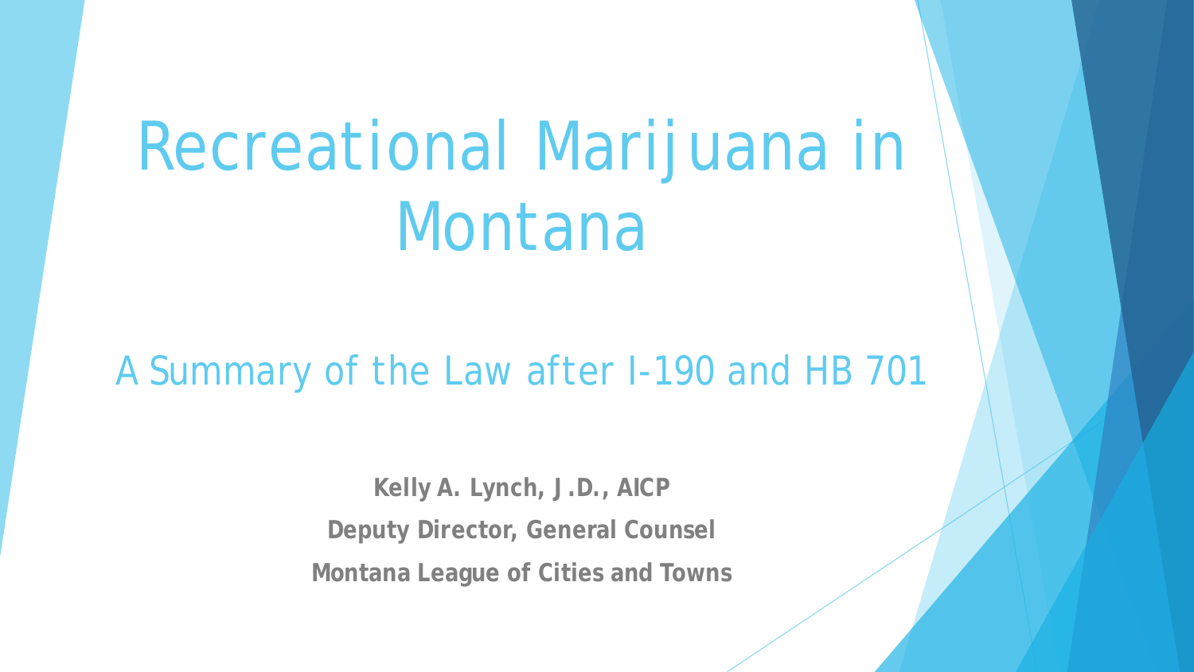# Recreational Marijuana in Montana

## A Summary of the Law after I-190 and HB 701

**Kelly A. Lynch, J.D., AICP**

**Deputy Director, General Counsel**

**Montana League of Cities and Towns**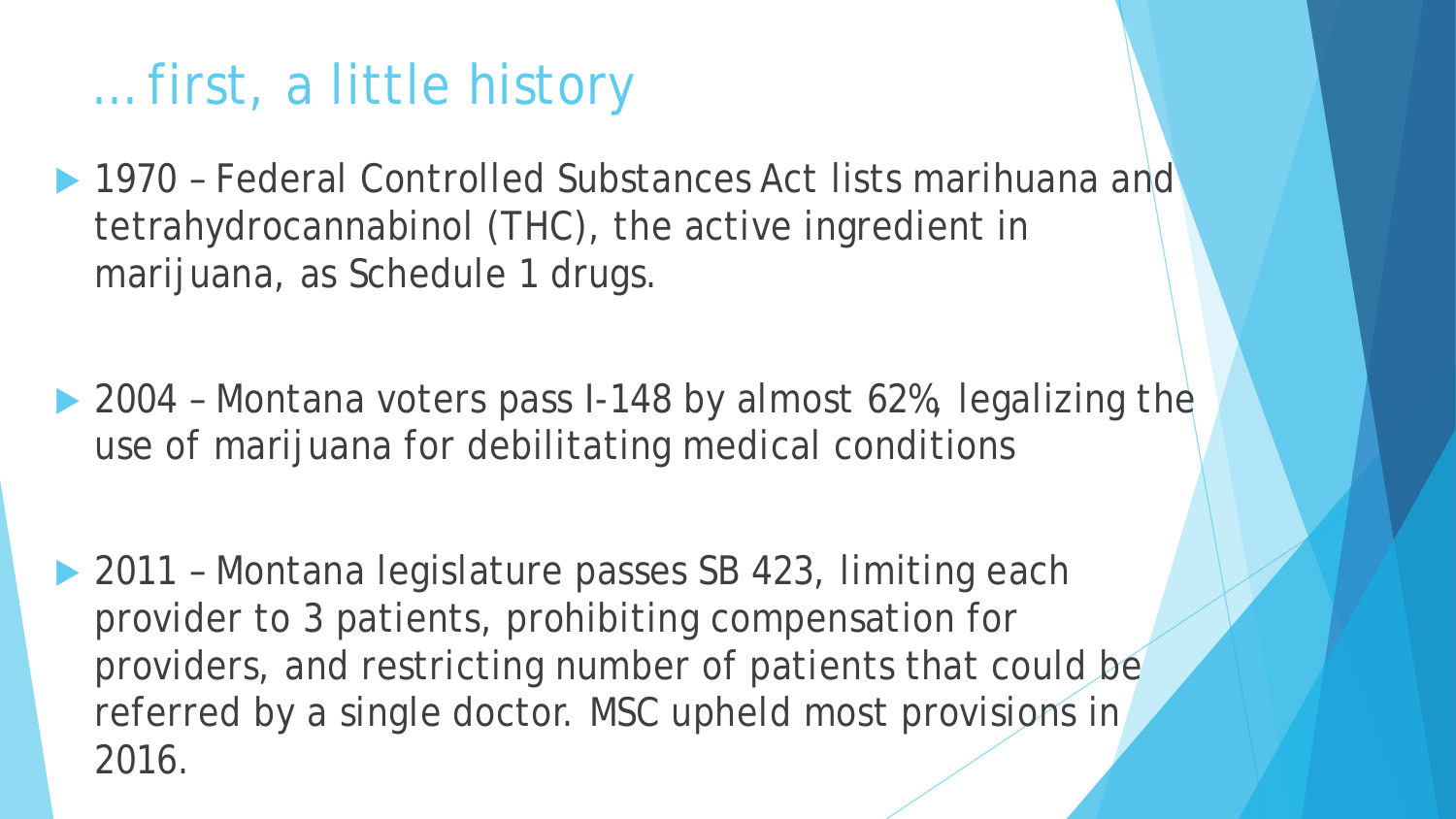# …first, a little history

- 1970 – Federal Controlled Substances Act lists marihuana and tetrahydrocannabinol (THC), the active ingredient in marijuana, as Schedule 1 drugs.

- 2004 – Montana voters pass I-148 by almost 62%, legalizing the use of marijuana for debilitating medical conditions

- 2011 – Montana legislature passes SB 423, limiting each provider to 3 patients, prohibiting compensation for providers, and restricting number of patients that could be referred by a single doctor. MSC upheld most provisions in 2016.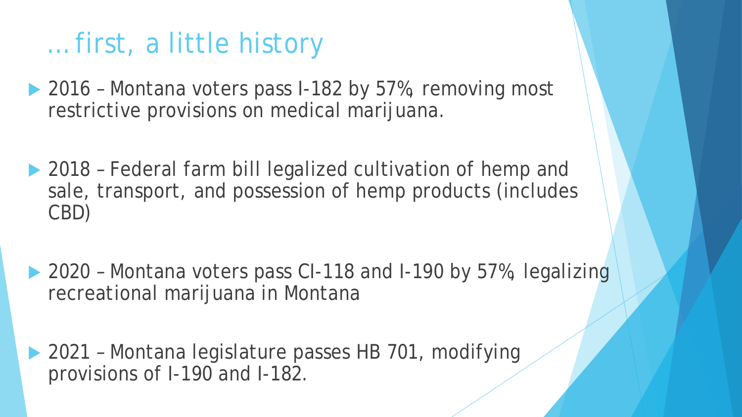# …first, a little history

- 2016 – Montana voters pass I-182 by 57%, removing most restrictive provisions on medical marijuana.
- 2018 – Federal farm bill legalized cultivation of hemp and sale, transport, and possession of hemp products (includes CBD)
- 2020 – Montana voters pass CI-118 and I-190 by 57%, legalizing recreational marijuana in Montana
- 2021 – Montana legislature passes HB 701, modifying provisions of I-190 and I-182.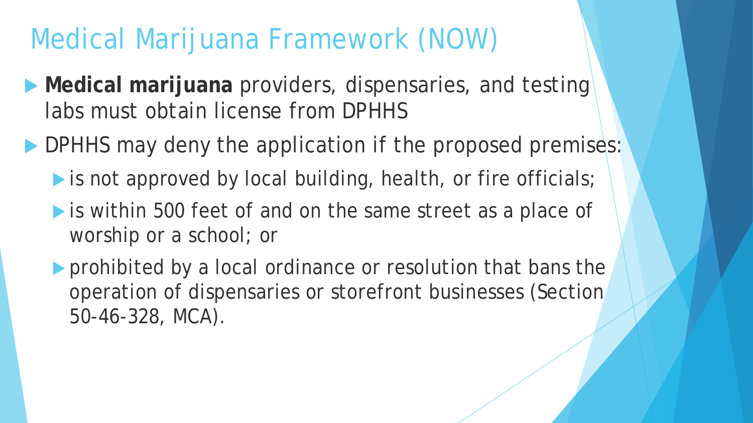# Medical Marijuana Framework (NOW)

- **Medical marijuana** providers, dispensaries, and testing labs must obtain license from DPHHS
- DPHHS may deny the application if the proposed premises:
  - is not approved by local building, health, or fire officials;
  - is within 500 feet of and on the same street as a place of worship or a school; or
  - prohibited by a local ordinance or resolution that bans the operation of dispensaries or storefront businesses (Section 50-46-328, MCA).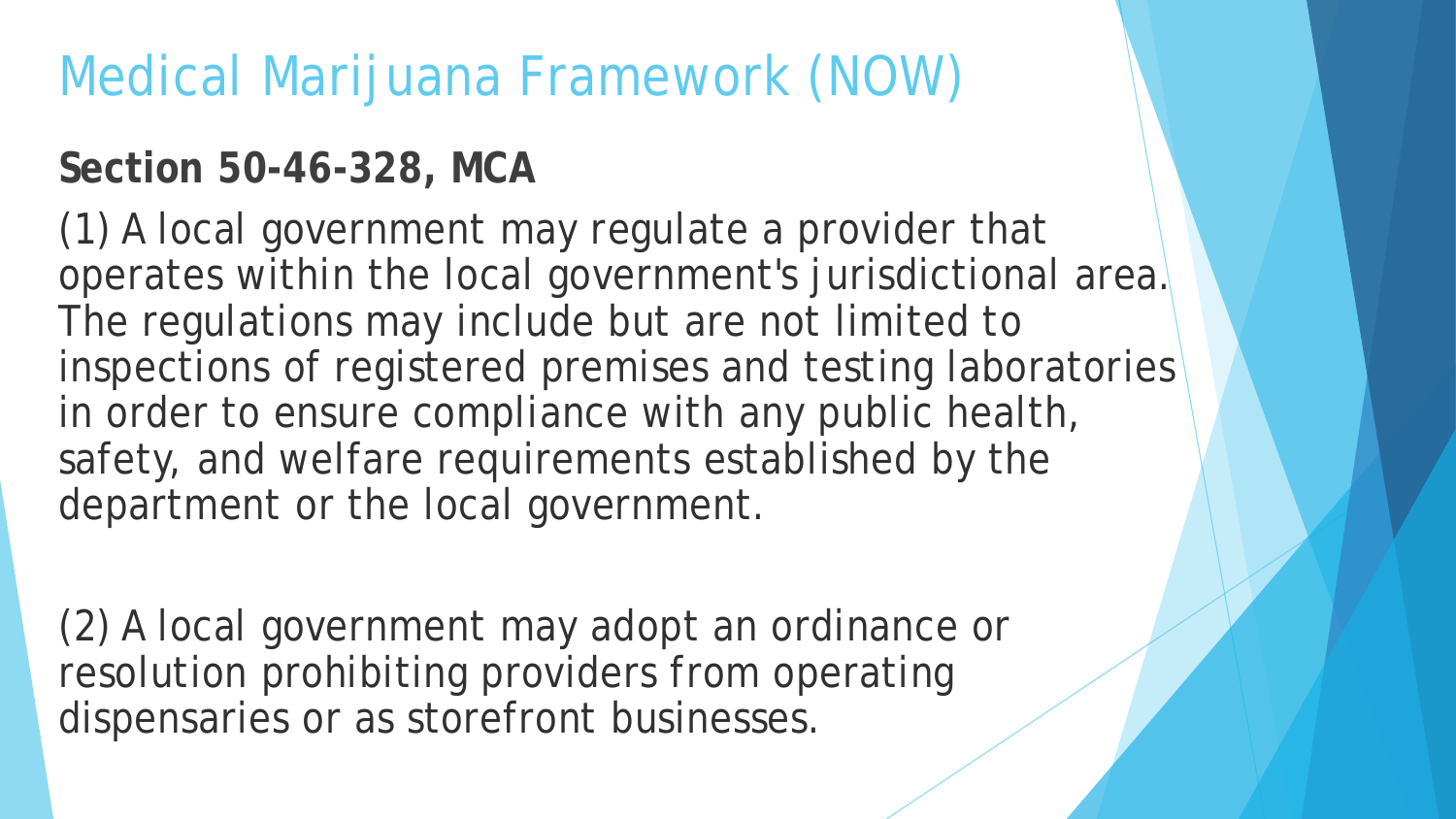# Medical Marijuana Framework (NOW)

**Section 50-46-328, MCA**

(1) A local government may regulate a provider that operates within the local government's jurisdictional area. The regulations may include but are not limited to inspections of registered premises and testing laboratories in order to ensure compliance with any public health, safety, and welfare requirements established by the department or the local government.

(2) A local government may adopt an ordinance or resolution prohibiting providers from operating dispensaries or as storefront businesses.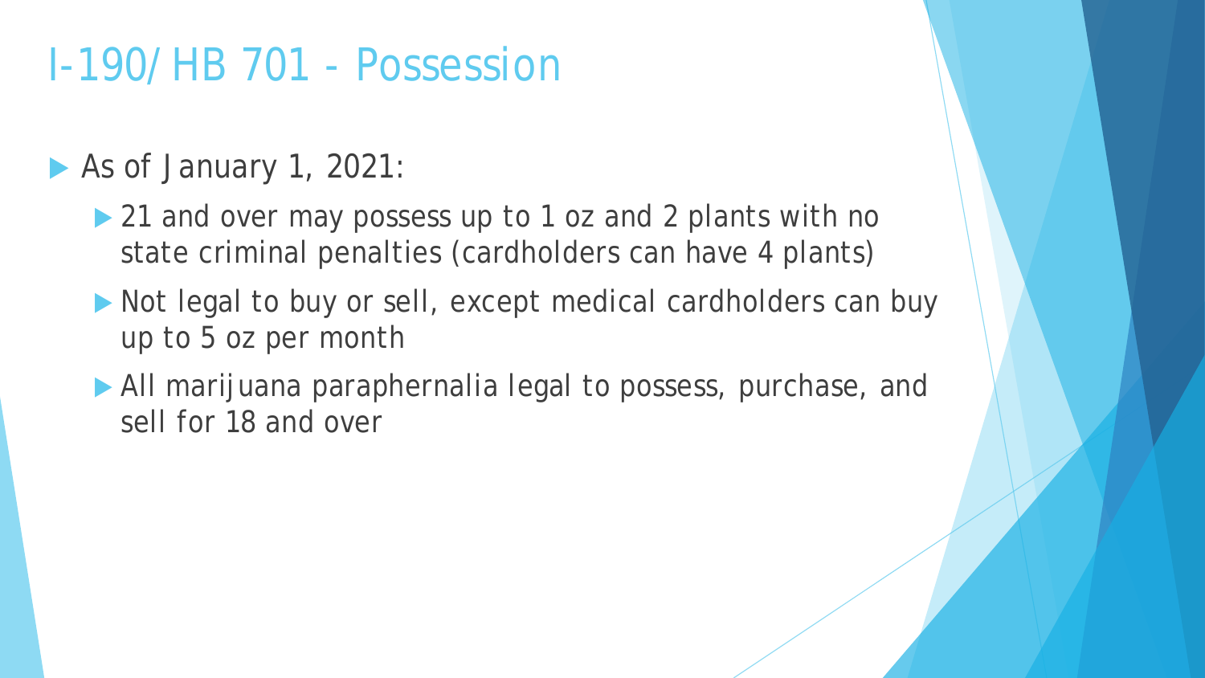# I-190/ HB 701 - Possession

- As of January 1, 2021:
  - 21 and over may possess up to 1 oz and 2 plants with no state criminal penalties (cardholders can have 4 plants)
  - Not legal to buy or sell, except medical cardholders can buy up to 5 oz per month
  - All marijuana paraphernalia legal to possess, purchase, and sell for 18 and over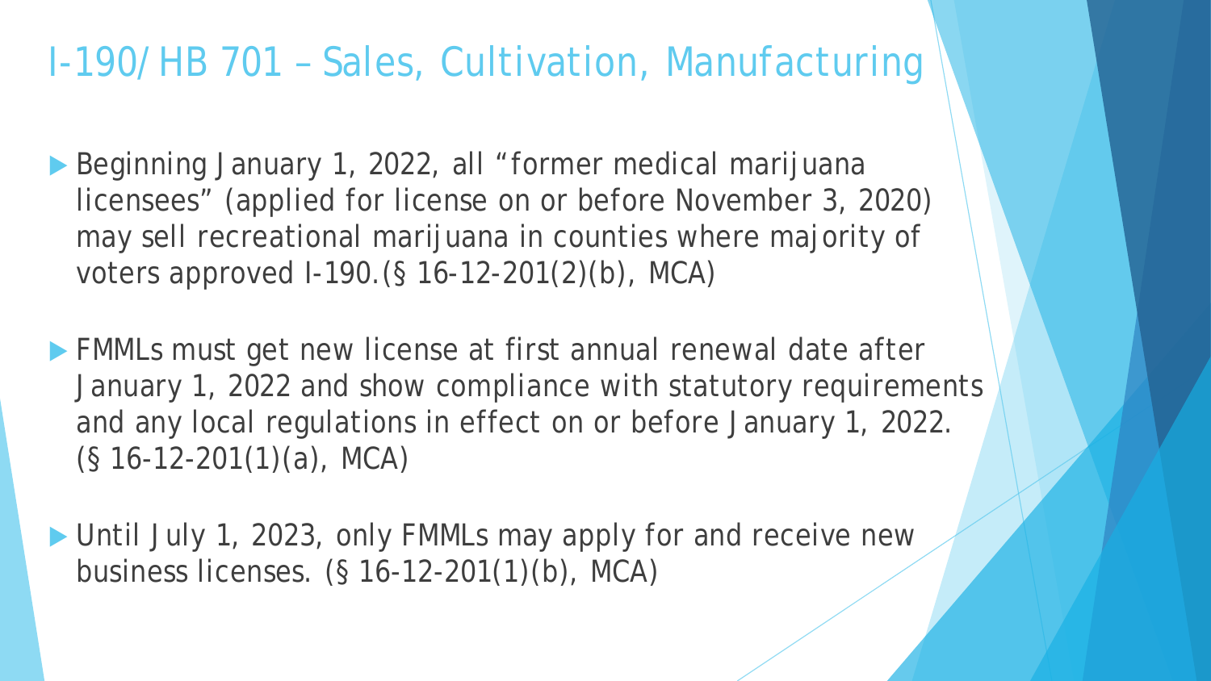# I-190/HB 701 – Sales, Cultivation, Manufacturing

- Beginning January 1, 2022, all "former medical marijuana licensees" (applied for license on or before November 3, 2020) may sell recreational marijuana in counties where majority of voters approved I-190.(§ 16-12-201(2)(b), MCA)
- FMMLs must get new license at first annual renewal date after January 1, 2022 and show compliance with statutory requirements and any local regulations in effect on or before January 1, 2022. (§ 16-12-201(1)(a), MCA)
- Until July 1, 2023, only FMMLs may apply for and receive new business licenses. (§ 16-12-201(1)(b), MCA)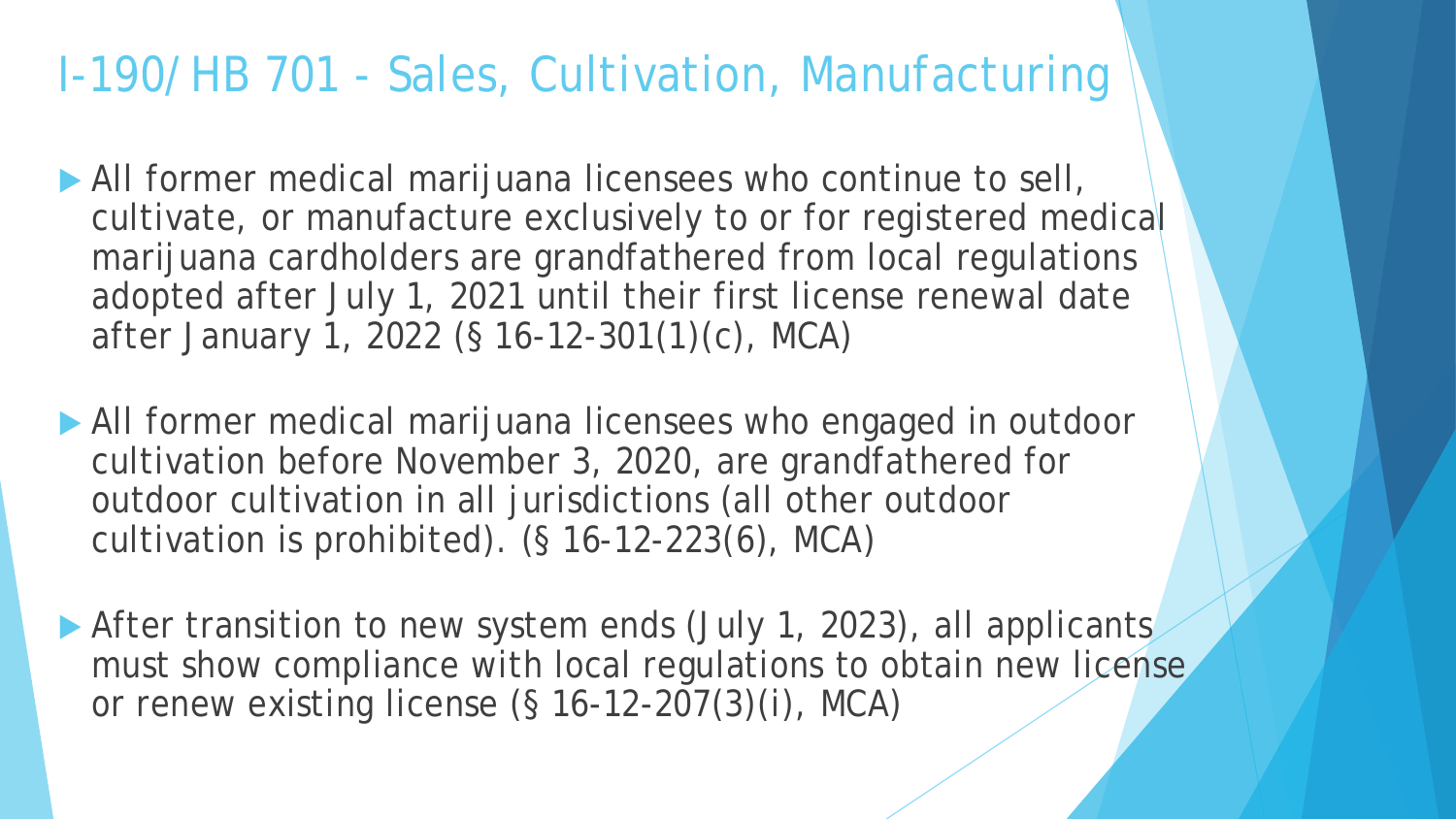# I-190/HB 701 - Sales, Cultivation, Manufacturing

- All former medical marijuana licensees who continue to sell, cultivate, or manufacture exclusively to or for registered medical marijuana cardholders are grandfathered from local regulations adopted after July 1, 2021 until their first license renewal date after January 1, 2022 (§ 16-12-301(1)(c), MCA)

- All former medical marijuana licensees who engaged in outdoor cultivation before November 3, 2020, are grandfathered for outdoor cultivation in all jurisdictions (all other outdoor cultivation is prohibited). (§ 16-12-223(6), MCA)

- After transition to new system ends (July 1, 2023), all applicants must show compliance with local regulations to obtain new license or renew existing license (§ 16-12-207(3)(i), MCA)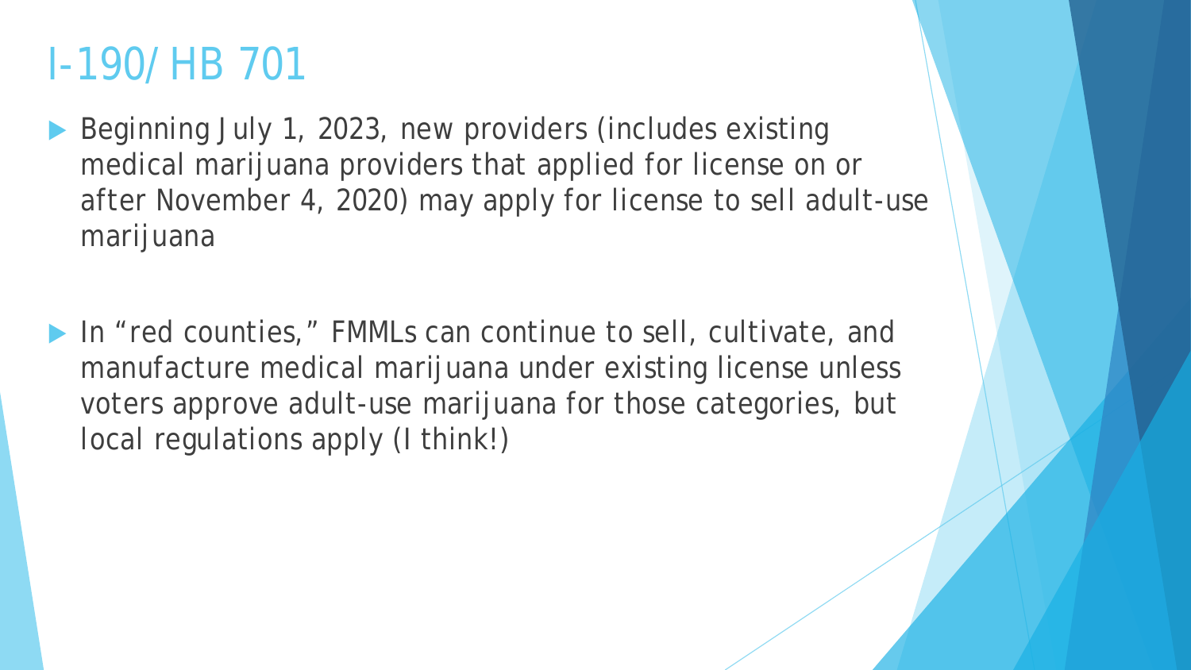# I-190/ HB 701

- Beginning July 1, 2023, new providers (includes existing medical marijuana providers that applied for license on or after November 4, 2020) may apply for license to sell adult-use marijuana

- In "red counties," FMMLs can continue to sell, cultivate, and manufacture medical marijuana under existing license unless voters approve adult-use marijuana for those categories, but local regulations apply (I think!)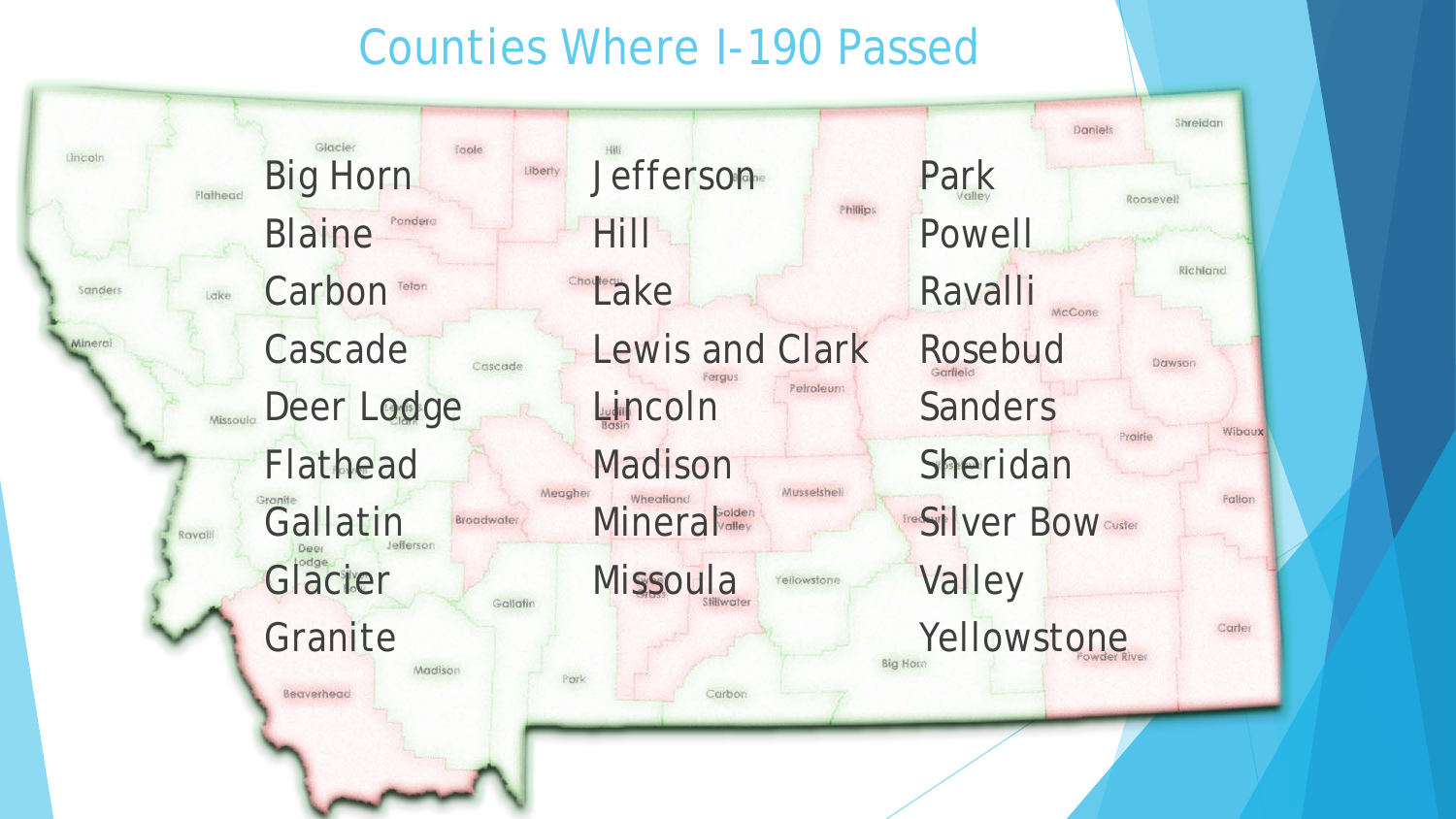# Counties Where I-190 Passed

- Big Horn
- Blaine
- Carbon
- Cascade
- Deer Lodge
- Flathead
- Gallatin
- Glacier
- Granite
- Jefferson
- Hill
- Lake
- Lewis and Clark
- Lincoln
- Madison
- Mineral
- Missoula
- Park
- Powell
- Ravalli
- Rosebud
- Sanders
- Sheridan
- Silver Bow
- Valley
- Yellowstone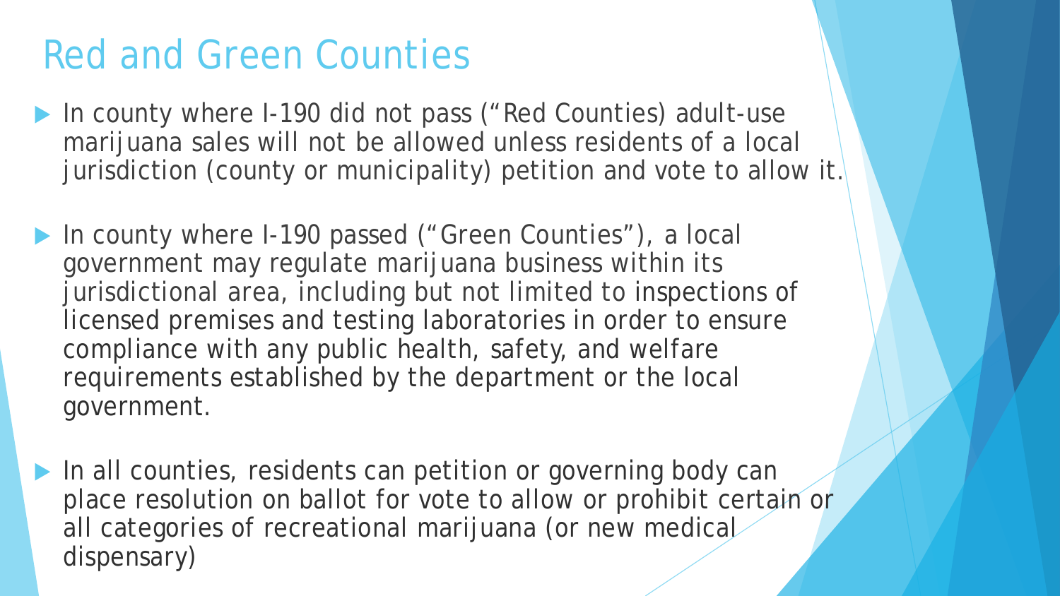# Red and Green Counties

- In county where I-190 did not pass ("Red Counties) adult-use marijuana sales will not be allowed unless residents of a local jurisdiction (county or municipality) petition and vote to allow it.
- In county where I-190 passed ("Green Counties"), a local government may regulate marijuana business within its jurisdictional area, including but not limited to inspections of licensed premises and testing laboratories in order to ensure compliance with any public health, safety, and welfare requirements established by the department or the local government.
- In all counties, residents can petition or governing body can place resolution on ballot for vote to allow or prohibit certain or all categories of recreational marijuana (or new medical dispensary)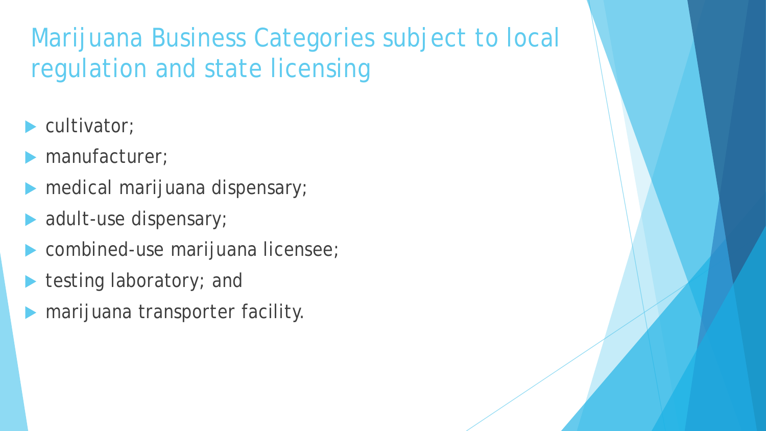# Marijuana Business Categories subject to local regulation and state licensing

- cultivator;
- manufacturer;
- medical marijuana dispensary;
- adult-use dispensary;
- combined-use marijuana licensee;
- testing laboratory; and
- marijuana transporter facility.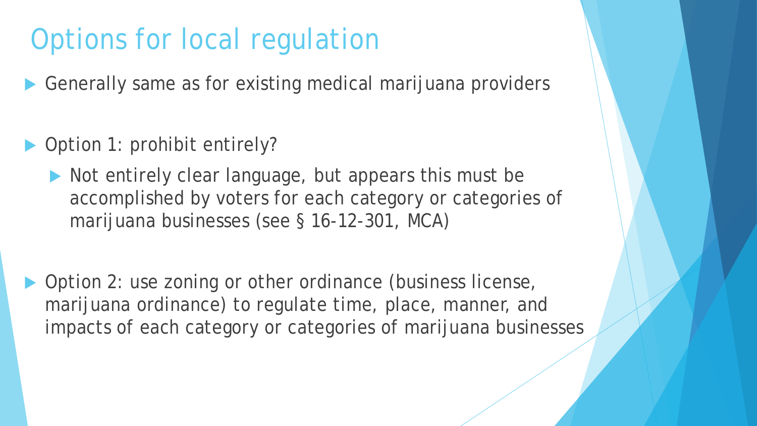# Options for local regulation

- Generally same as for existing medical marijuana providers

- Option 1: prohibit entirely?
  - Not entirely clear language, but appears this must be accomplished by voters for each category or categories of marijuana businesses (see § 16-12-301, MCA)

- Option 2: use zoning or other ordinance (business license, marijuana ordinance) to regulate time, place, manner, and impacts of each category or categories of marijuana businesses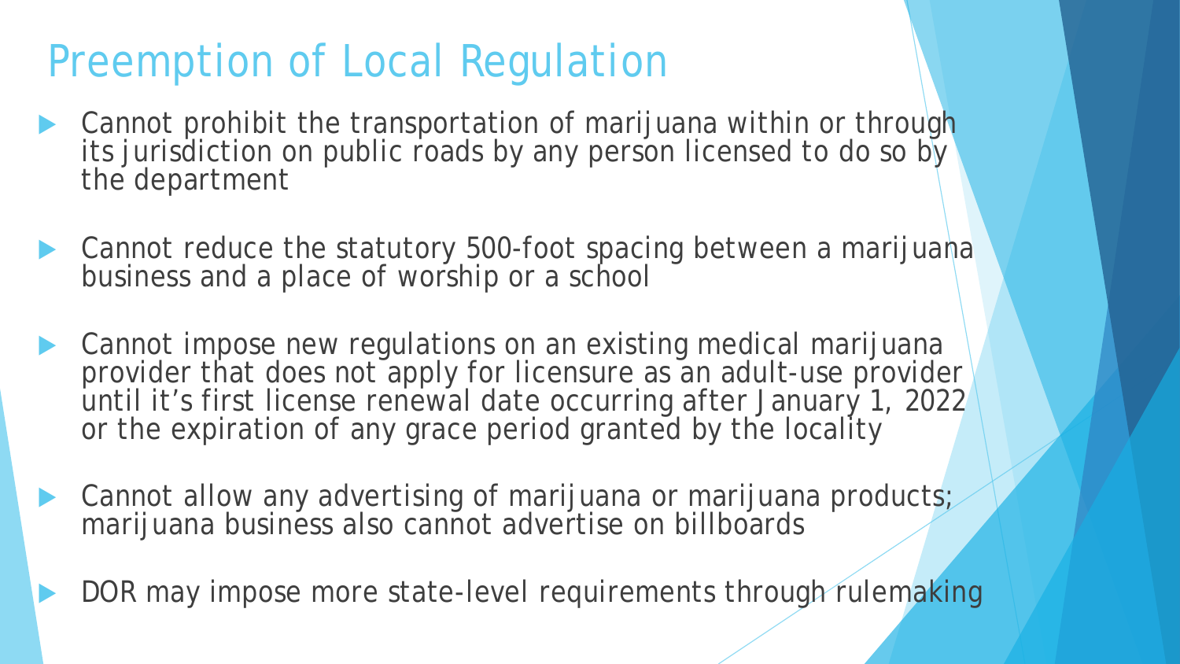# Preemption of Local Regulation

- Cannot prohibit the transportation of marijuana within or through its jurisdiction on public roads by any person licensed to do so by the department
- Cannot reduce the statutory 500-foot spacing between a marijuana business and a place of worship or a school
- Cannot impose new regulations on an existing medical marijuana provider that does not apply for licensure as an adult-use provider until it's first license renewal date occurring after January 1, 2022 or the expiration of any grace period granted by the locality
- Cannot allow any advertising of marijuana or marijuana products; marijuana business also cannot advertise on billboards
- DOR may impose more state-level requirements through rulemaking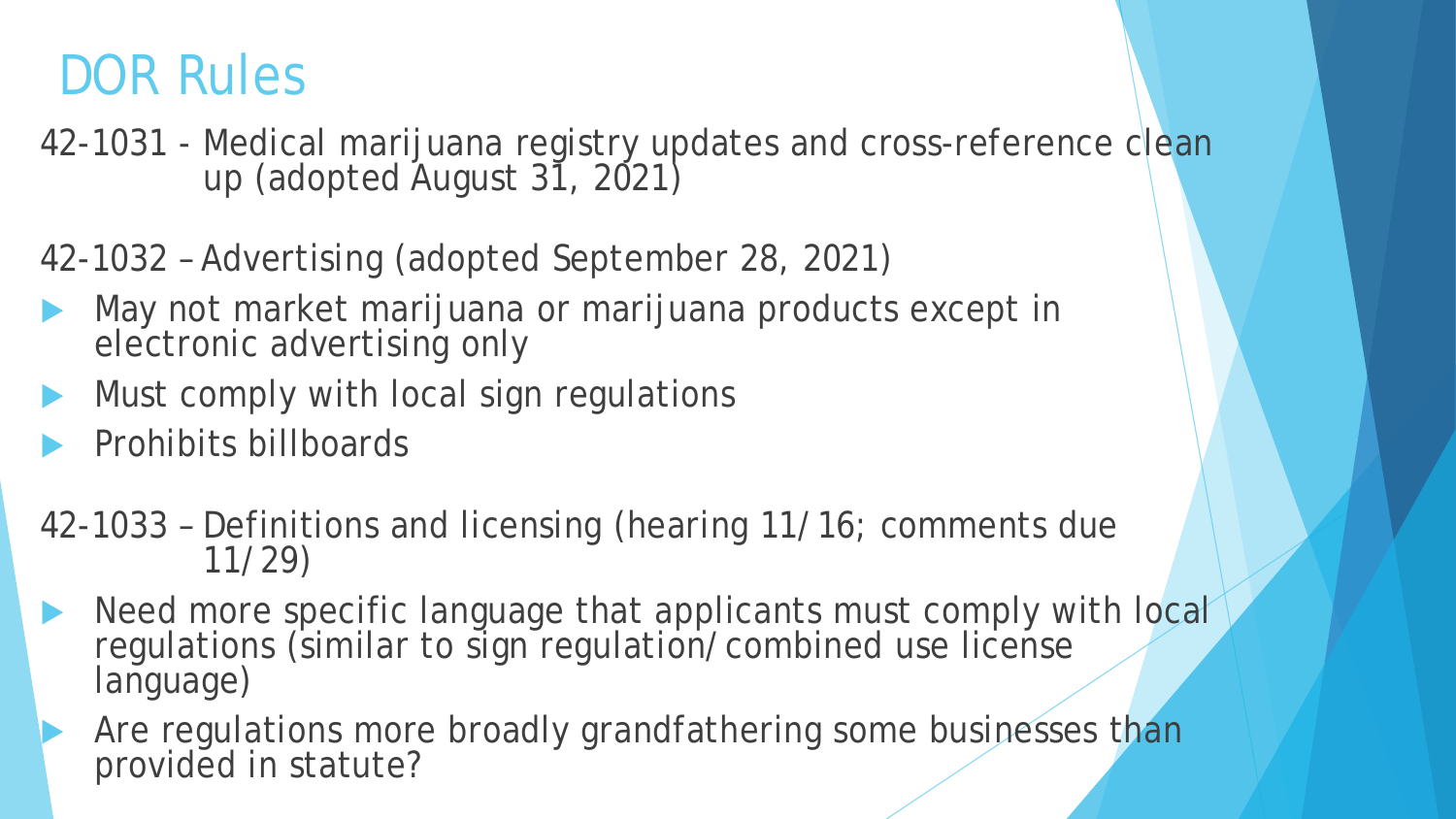# DOR Rules

42-1031 - Medical marijuana registry updates and cross-reference clean up (adopted August 31, 2021)

42-1032 – Advertising (adopted September 28, 2021)

- May not market marijuana or marijuana products except in electronic advertising only
- Must comply with local sign regulations
- Prohibits billboards

42-1033 – Definitions and licensing (hearing 11/16; comments due 11/29)

- Need more specific language that applicants must comply with local regulations (similar to sign regulation/combined use license language)
- Are regulations more broadly grandfathering some businesses than provided in statute?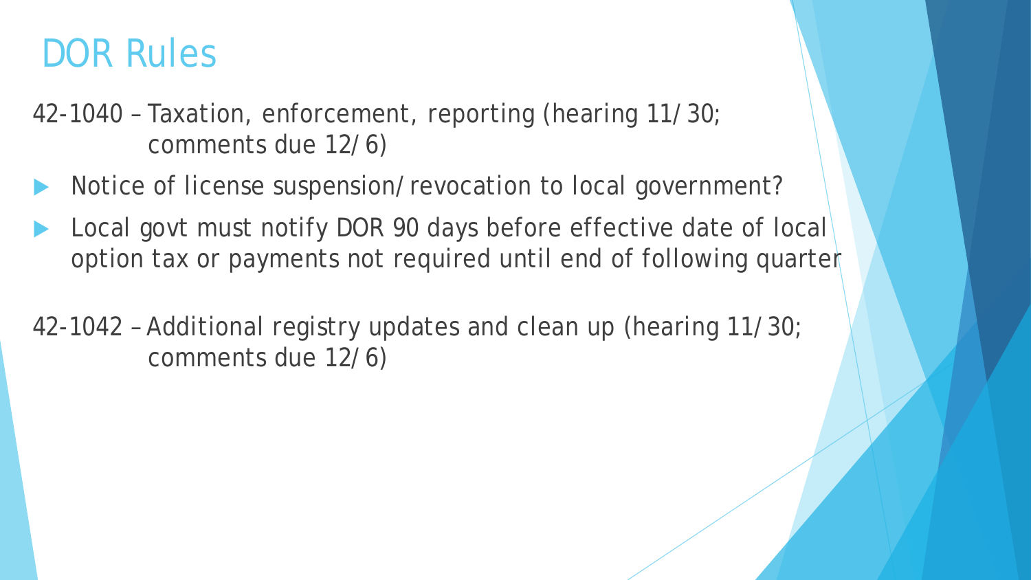# DOR Rules

42-1040 – Taxation, enforcement, reporting (hearing 11/30; comments due 12/6)

- Notice of license suspension/revocation to local government?
- Local govt must notify DOR 90 days before effective date of local option tax or payments not required until end of following quarter

42-1042 – Additional registry updates and clean up (hearing 11/30; comments due 12/6)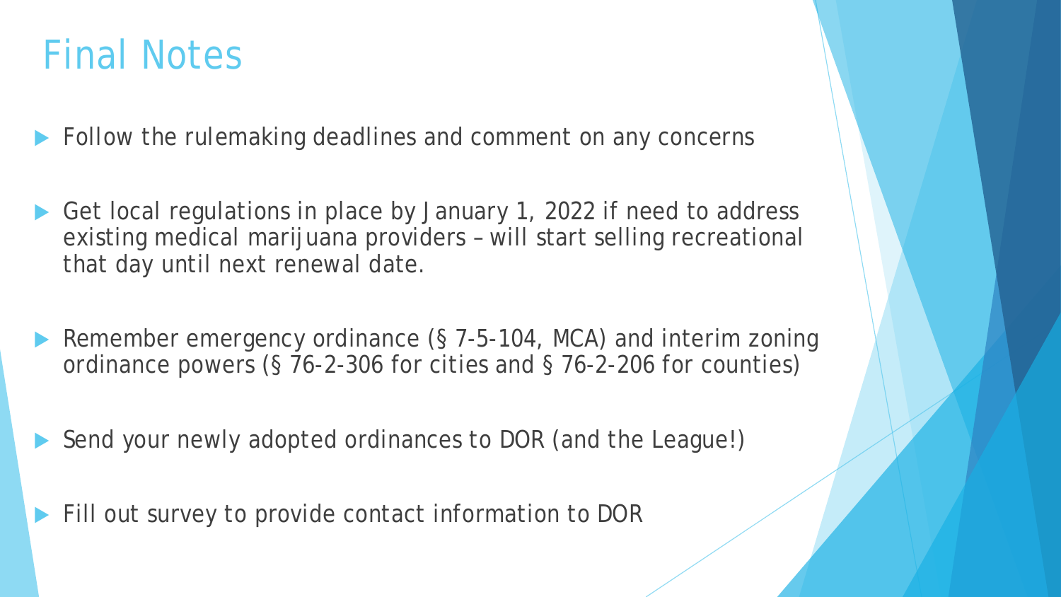# Final Notes

- Follow the rulemaking deadlines and comment on any concerns
- Get local regulations in place by January 1, 2022 if need to address existing medical marijuana providers – will start selling recreational that day until next renewal date.
- Remember emergency ordinance (§ 7-5-104, MCA) and interim zoning ordinance powers (§ 76-2-306 for cities and § 76-2-206 for counties)
- Send your newly adopted ordinances to DOR (and the League!)
- Fill out survey to provide contact information to DOR